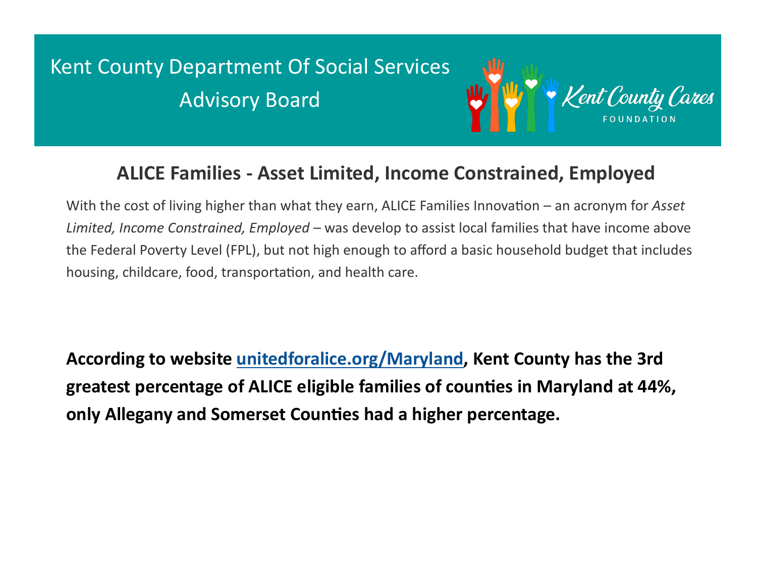# Kent County Department Of Social Services Advisory Board

Kent County Cares FOUNDATION

## ALICE Families - Asset Limited, Income Constrained, Employed

With the cost of living higher than what they earn, ALICE Families Innovation – an acronym for *Asset Limited, Income Constrained, Employed* – was develop to assist local families that have income above the Federal Poverty Level (FPL), but not high enough to afford a basic household budget that includes housing, childcare, food, transportation, and health care.

**According to website [unitedforalice.org/Maryland](unitedforalice.org/Maryland), Kent County has the 3rd greatest percentage of ALICE eligible families of counties in Maryland at 44%, only Allegany and Somerset Counties had a higher percentage.**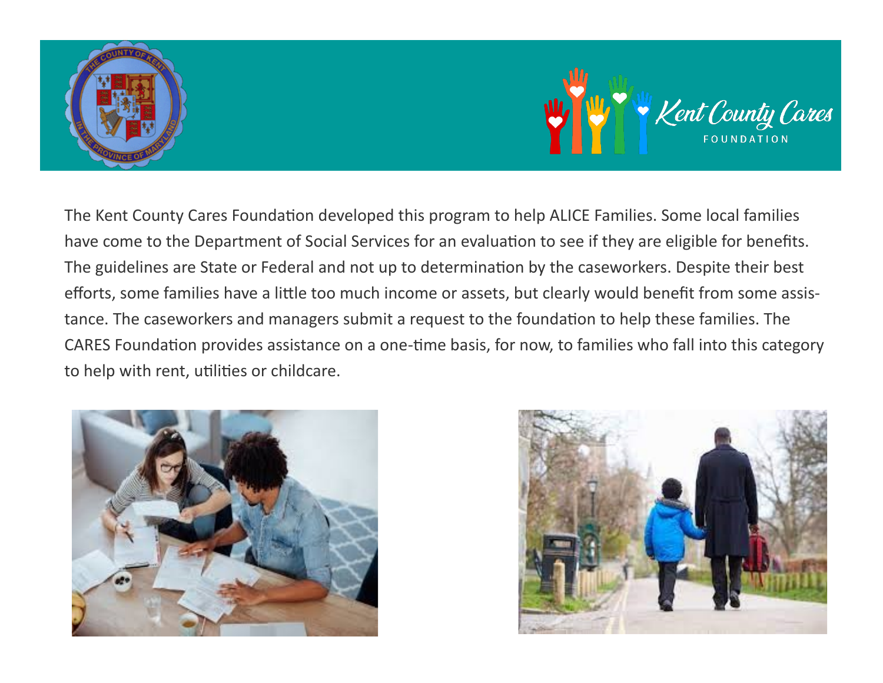The Kent County Cares Foundation developed this program to help ALICE Families. Some local families have come to the Department of Social Services for an evaluation to see if they are eligible for benefits. The guidelines are State or Federal and not up to determination by the caseworkers. Despite their best efforts, some families have a little too much income or assets, but clearly would benefit from some assistance. The caseworkers and managers submit a request to the foundation to help these families. The CARES Foundation provides assistance on a one-time basis, for now, to families who fall into this category to help with rent, utilities or childcare.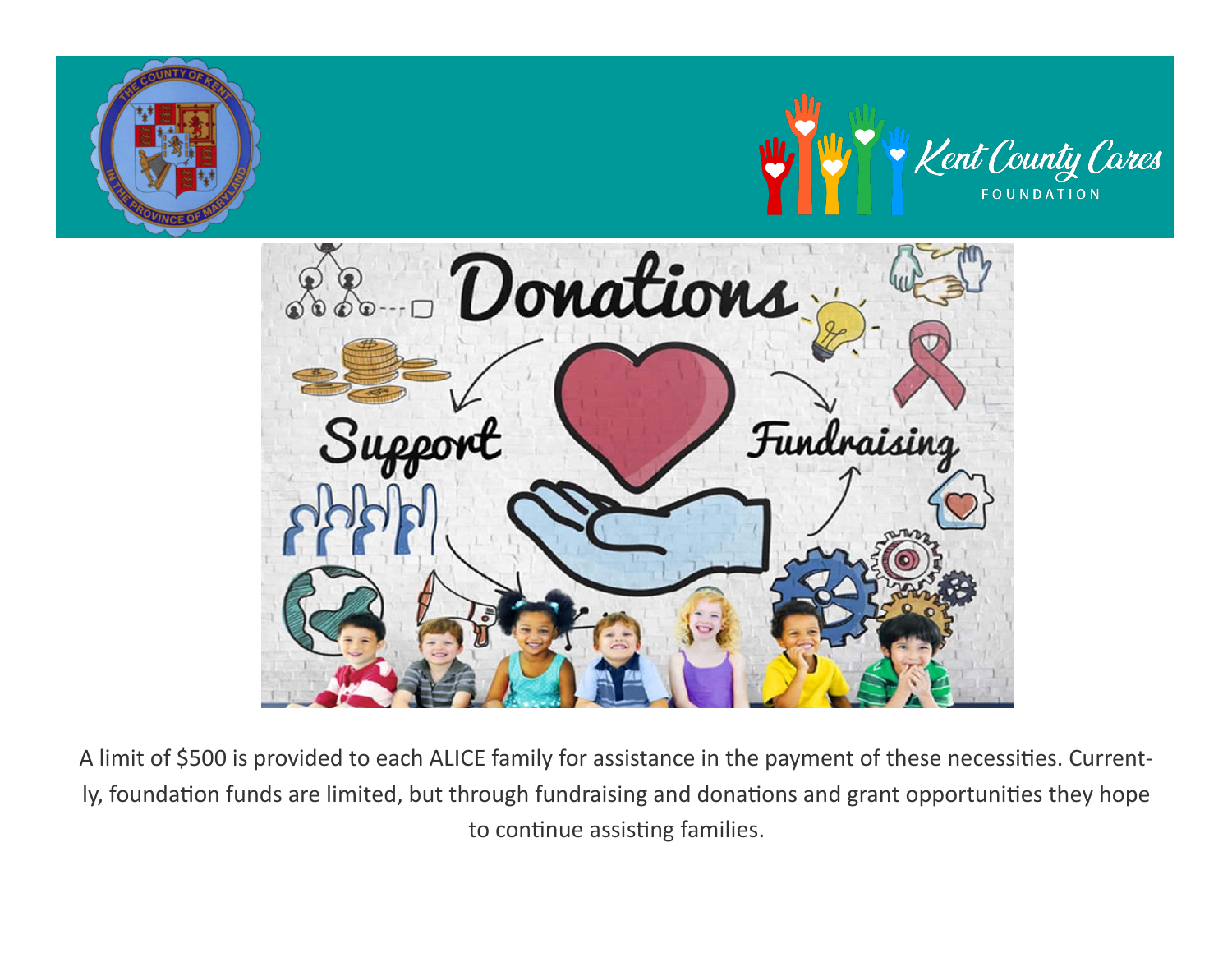A limit of $500 is provided to each ALICE family for assistance in the payment of these necessities. Currently, foundation funds are limited, but through fundraising and donations and grant opportunities they hope to continue assisting families.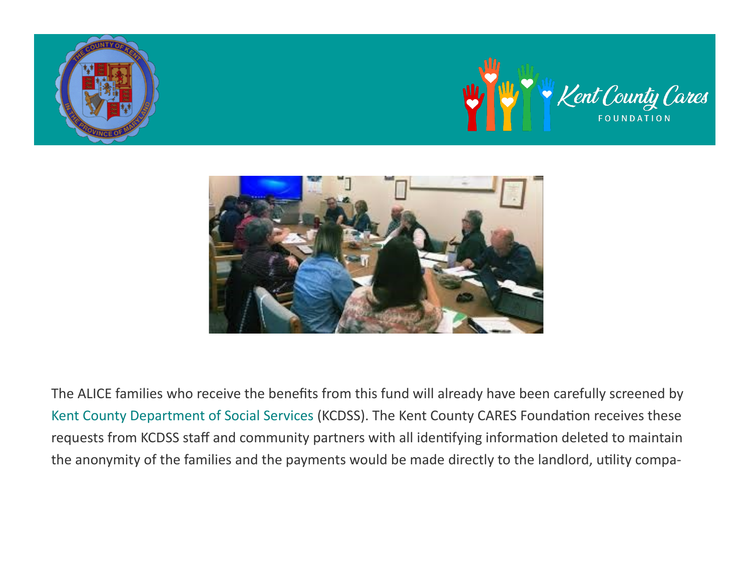The ALICE families who receive the benefits from this fund will already have been carefully screened by Kent County Department of Social Services (KCDSS). The Kent County CARES Foundation receives these requests from KCDSS staff and community partners with all identifying information deleted to maintain the anonymity of the families and the payments would be made directly to the landlord, utility compa-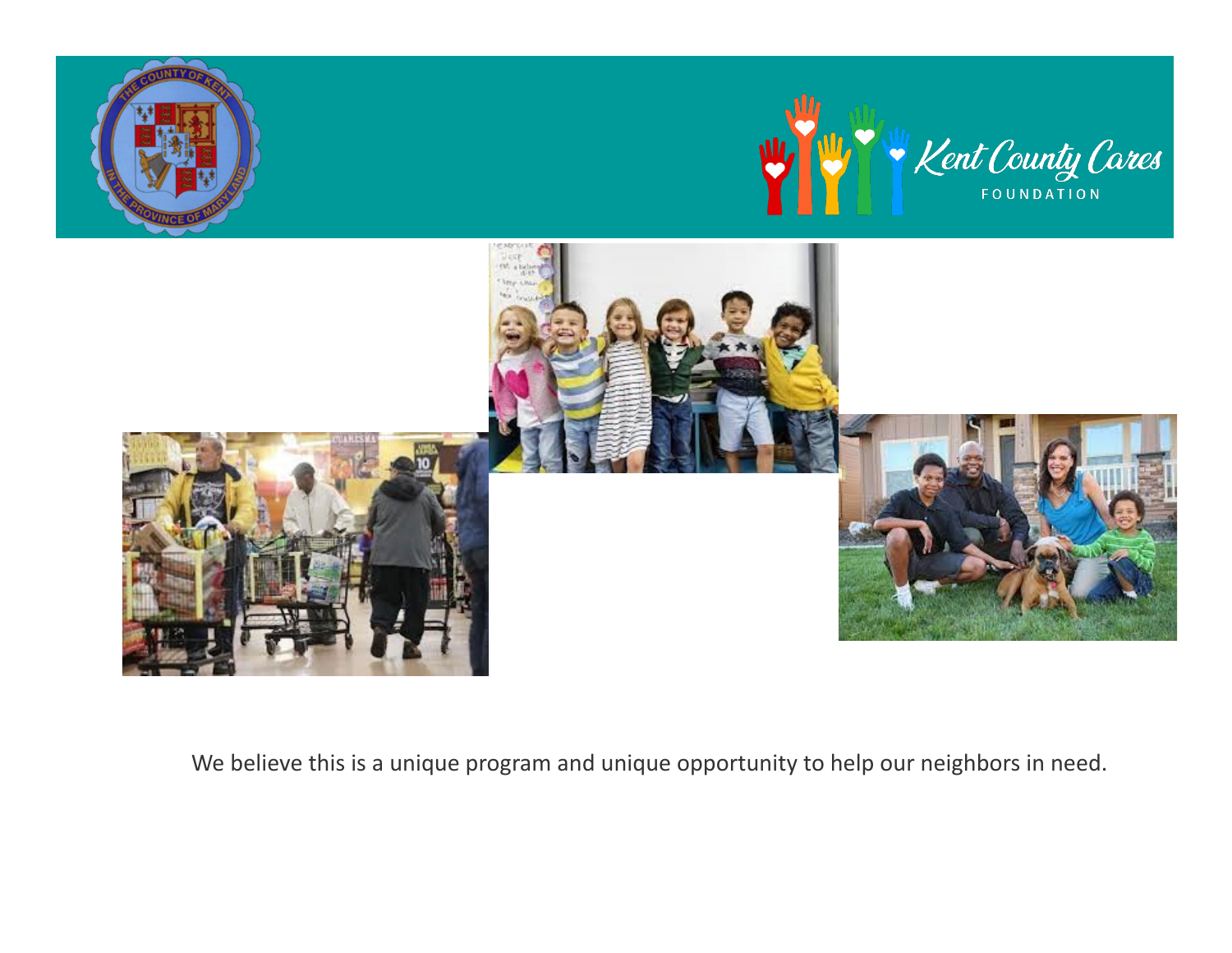Kent County Cares

FOUNDATION

We believe this is a unique program and unique opportunity to help our neighbors in need.